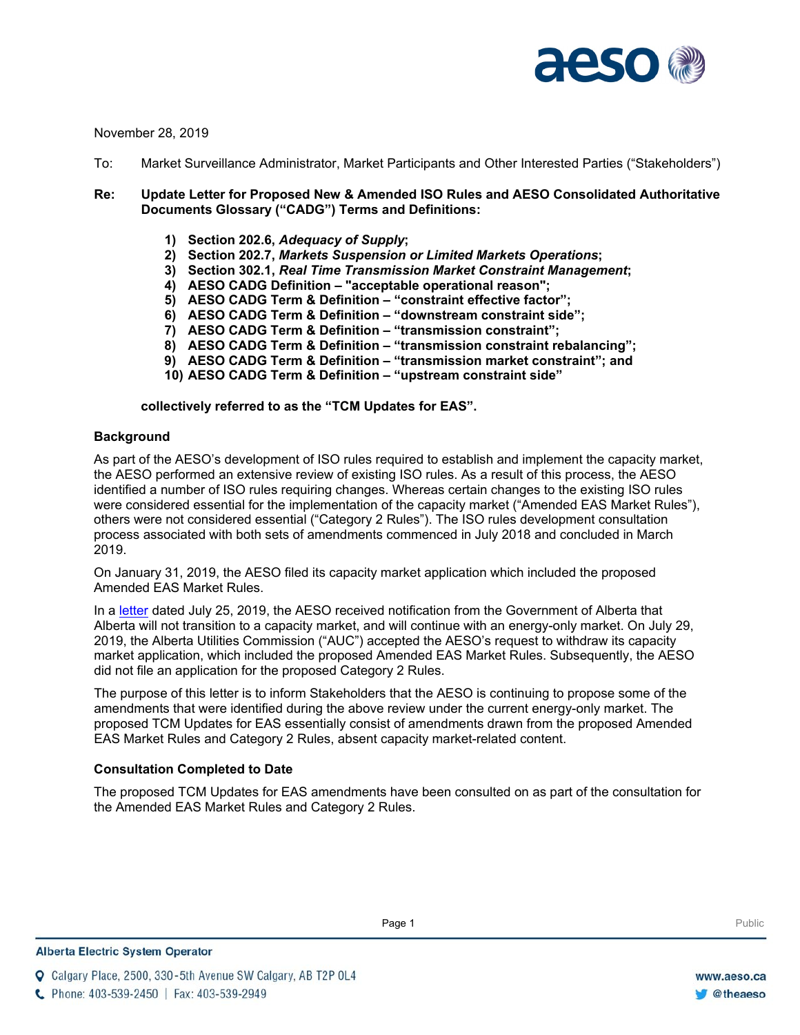November 28, 2019

To: Market Surveillance Administrator, Market Participants and Other Interested Parties ("Stakeholders")

**Re: Update Letter for Proposed New & Amended ISO Rules and AESO Consolidated Authoritative Documents Glossary ("CADG") Terms and Definitions:**

1) **Section 202.6, *Adequacy of Supply*;**
2) **Section 202.7, *Markets Suspension or Limited Markets Operations*;**
3) **Section 302.1, *Real Time Transmission Market Constraint Management*;**
4) **AESO CADG Definition – "acceptable operational reason";**
5) **AESO CADG Term & Definition – "constraint effective factor";**
6) **AESO CADG Term & Definition – "downstream constraint side";**
7) **AESO CADG Term & Definition – "transmission constraint";**
8) **AESO CADG Term & Definition – "transmission constraint rebalancing";**
9) **AESO CADG Term & Definition – "transmission market constraint"; and**
10) **AESO CADG Term & Definition – "upstream constraint side"**

**collectively referred to as the "TCM Updates for EAS".**

## Background

As part of the AESO's development of ISO rules required to establish and implement the capacity market, the AESO performed an extensive review of existing ISO rules. As a result of this process, the AESO identified a number of ISO rules requiring changes. Whereas certain changes to the existing ISO rules were considered essential for the implementation of the capacity market ("Amended EAS Market Rules"), others were not considered essential ("Category 2 Rules"). The ISO rules development consultation process associated with both sets of amendments commenced in July 2018 and concluded in March 2019.

On January 31, 2019, the AESO filed its capacity market application which included the proposed Amended EAS Market Rules.

In a letter dated July 25, 2019, the AESO received notification from the Government of Alberta that Alberta will not transition to a capacity market, and will continue with an energy-only market. On July 29, 2019, the Alberta Utilities Commission ("AUC") accepted the AESO's request to withdraw its capacity market application, which included the proposed Amended EAS Market Rules. Subsequently, the AESO did not file an application for the proposed Category 2 Rules.

The purpose of this letter is to inform Stakeholders that the AESO is continuing to propose some of the amendments that were identified during the above review under the current energy-only market. The proposed TCM Updates for EAS essentially consist of amendments drawn from the proposed Amended EAS Market Rules and Category 2 Rules, absent capacity market-related content.

## Consultation Completed to Date

The proposed TCM Updates for EAS amendments have been consulted on as part of the consultation for the Amended EAS Market Rules and Category 2 Rules.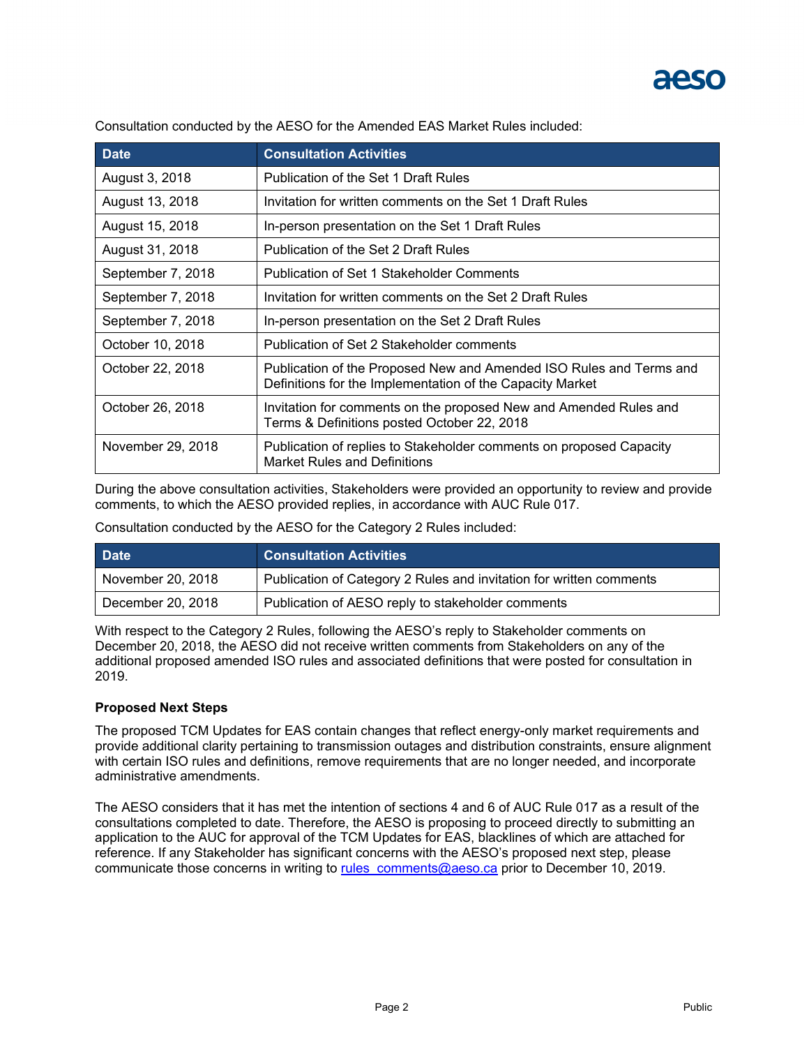Consultation conducted by the AESO for the Amended EAS Market Rules included:

| Date | Consultation Activities |
| --- | --- |
| August 3, 2018 | Publication of the Set 1 Draft Rules |
| August 13, 2018 | Invitation for written comments on the Set 1 Draft Rules |
| August 15, 2018 | In-person presentation on the Set 1 Draft Rules |
| August 31, 2018 | Publication of the Set 2 Draft Rules |
| September 7, 2018 | Publication of Set 1 Stakeholder Comments |
| September 7, 2018 | Invitation for written comments on the Set 2 Draft Rules |
| September 7, 2018 | In-person presentation on the Set 2 Draft Rules |
| October 10, 2018 | Publication of Set 2 Stakeholder comments |
| October 22, 2018 | Publication of the Proposed New and Amended ISO Rules and Terms and Definitions for the Implementation of the Capacity Market |
| October 26, 2018 | Invitation for comments on the proposed New and Amended Rules and Terms & Definitions posted October 22, 2018 |
| November 29, 2018 | Publication of replies to Stakeholder comments on proposed Capacity Market Rules and Definitions |

During the above consultation activities, Stakeholders were provided an opportunity to review and provide comments, to which the AESO provided replies, in accordance with AUC Rule 017.

Consultation conducted by the AESO for the Category 2 Rules included:

| Date | Consultation Activities |
| --- | --- |
| November 20, 2018 | Publication of Category 2 Rules and invitation for written comments |
| December 20, 2018 | Publication of AESO reply to stakeholder comments |

With respect to the Category 2 Rules, following the AESO's reply to Stakeholder comments on December 20, 2018, the AESO did not receive written comments from Stakeholders on any of the additional proposed amended ISO rules and associated definitions that were posted for consultation in 2019.

**Proposed Next Steps**

The proposed TCM Updates for EAS contain changes that reflect energy-only market requirements and provide additional clarity pertaining to transmission outages and distribution constraints, ensure alignment with certain ISO rules and definitions, remove requirements that are no longer needed, and incorporate administrative amendments.

The AESO considers that it has met the intention of sections 4 and 6 of AUC Rule 017 as a result of the consultations completed to date. Therefore, the AESO is proposing to proceed directly to submitting an application to the AUC for approval of the TCM Updates for EAS, blacklines of which are attached for reference. If any Stakeholder has significant concerns with the AESO's proposed next step, please communicate those concerns in writing to rules_comments@aeso.ca prior to December 10, 2019.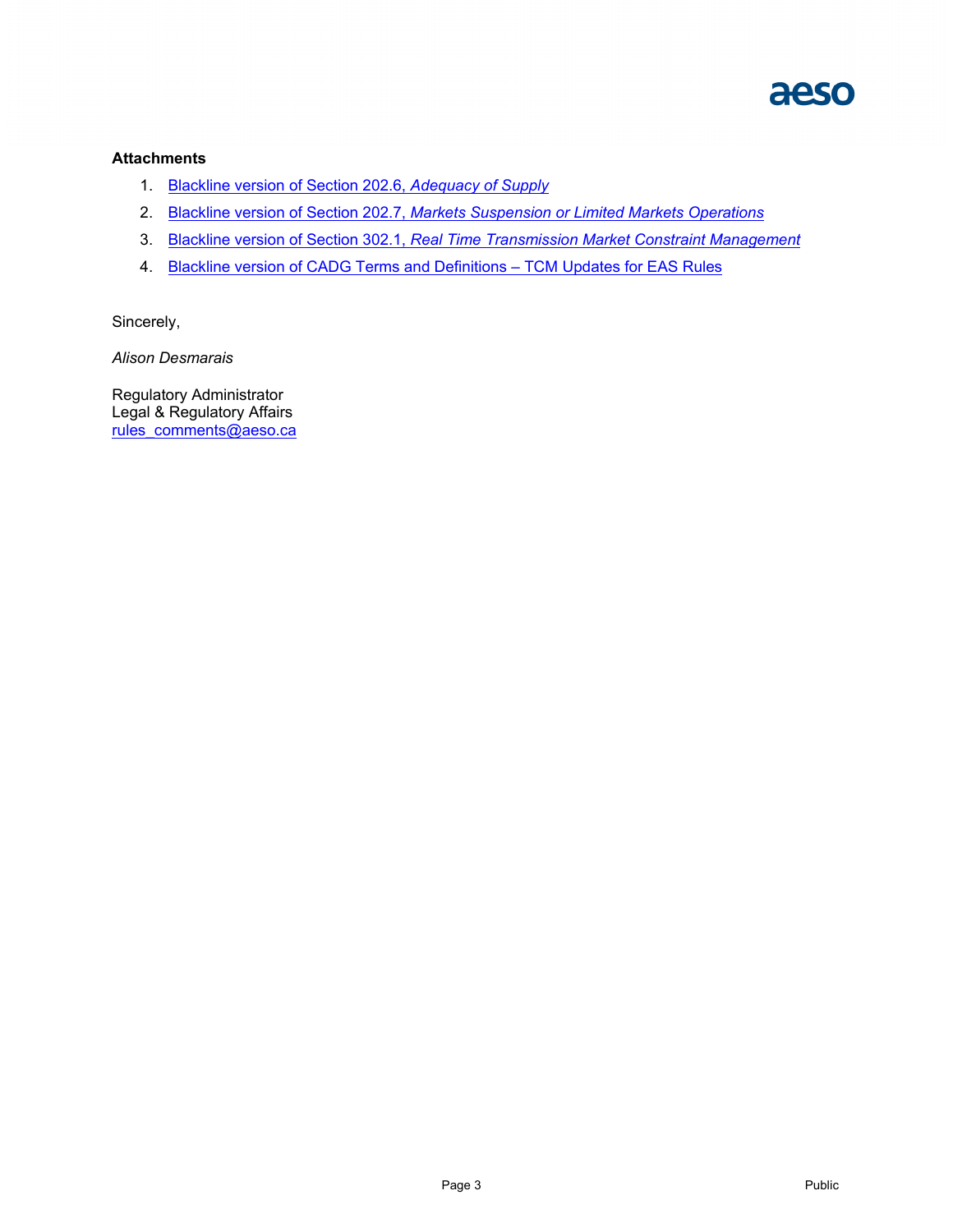**Attachments**

1. Blackline version of Section 202.6, *Adequacy of Supply*
2. Blackline version of Section 202.7, *Markets Suspension or Limited Markets Operations*
3. Blackline version of Section 302.1, *Real Time Transmission Market Constraint Management*
4. Blackline version of CADG Terms and Definitions – TCM Updates for EAS Rules

Sincerely,

*Alison Desmarais*

Regulatory Administrator
Legal & Regulatory Affairs
rules_comments@aeso.ca